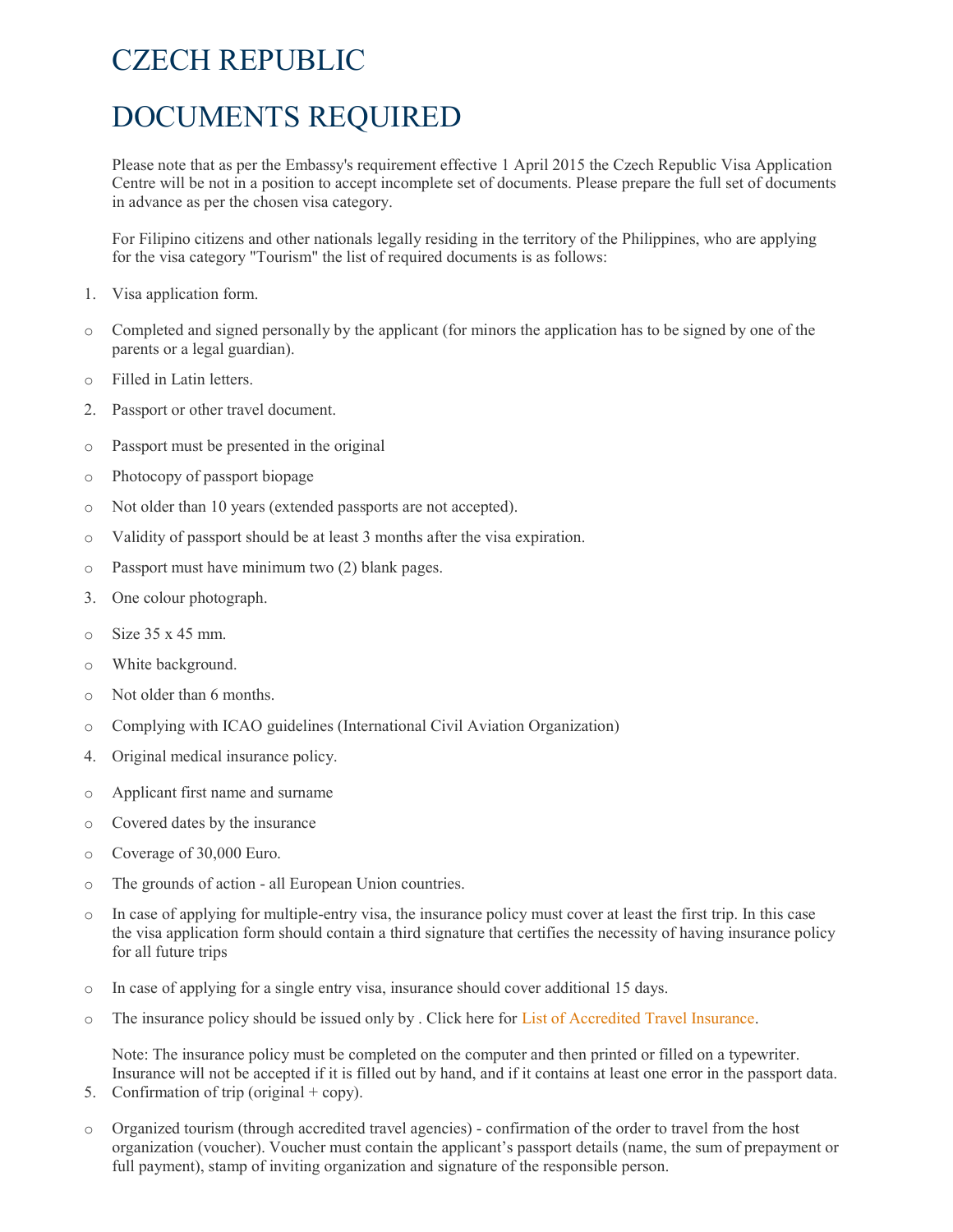# CZECH REPUBLIC

# DOCUMENTS REQUIRED

Please note that as per the Embassy's requirement effective 1 April 2015 the Czech Republic Visa Application Centre will be not in a position to accept incomplete set of documents. Please prepare the full set of documents in advance as per the chosen visa category.

For Filipino citizens and other nationals legally residing in the territory of the Philippines, who are applying for the visa category "Tourism" the list of required documents is as follows:

1. Visa application form.
   - Completed and signed personally by the applicant (for minors the application has to be signed by one of the parents or a legal guardian).
   - Filled in Latin letters.
2. Passport or other travel document.
   - Passport must be presented in the original
   - Photocopy of passport biopage
   - Not older than 10 years (extended passports are not accepted).
   - Validity of passport should be at least 3 months after the visa expiration.
   - Passport must have minimum two (2) blank pages.
3. One colour photograph.
   - Size 35 x 45 mm.
   - White background.
   - Not older than 6 months.
   - Complying with ICAO guidelines (International Civil Aviation Organization)
4. Original medical insurance policy.
   - Applicant first name and surname
   - Covered dates by the insurance
   - Coverage of 30,000 Euro.
   - The grounds of action - all European Union countries.
   - In case of applying for multiple-entry visa, the insurance policy must cover at least the first trip. In this case the visa application form should contain a third signature that certifies the necessity of having insurance policy for all future trips
   - In case of applying for a single entry visa, insurance should cover additional 15 days.
   - The insurance policy should be issued only by . Click here for List of Accredited Travel Insurance.

   Note: The insurance policy must be completed on the computer and then printed or filled on a typewriter. Insurance will not be accepted if it is filled out by hand, and if it contains at least one error in the passport data.
5. Confirmation of trip (original + copy).
   - Organized tourism (through accredited travel agencies) - confirmation of the order to travel from the host organization (voucher). Voucher must contain the applicant's passport details (name, the sum of prepayment or full payment), stamp of inviting organization and signature of the responsible person.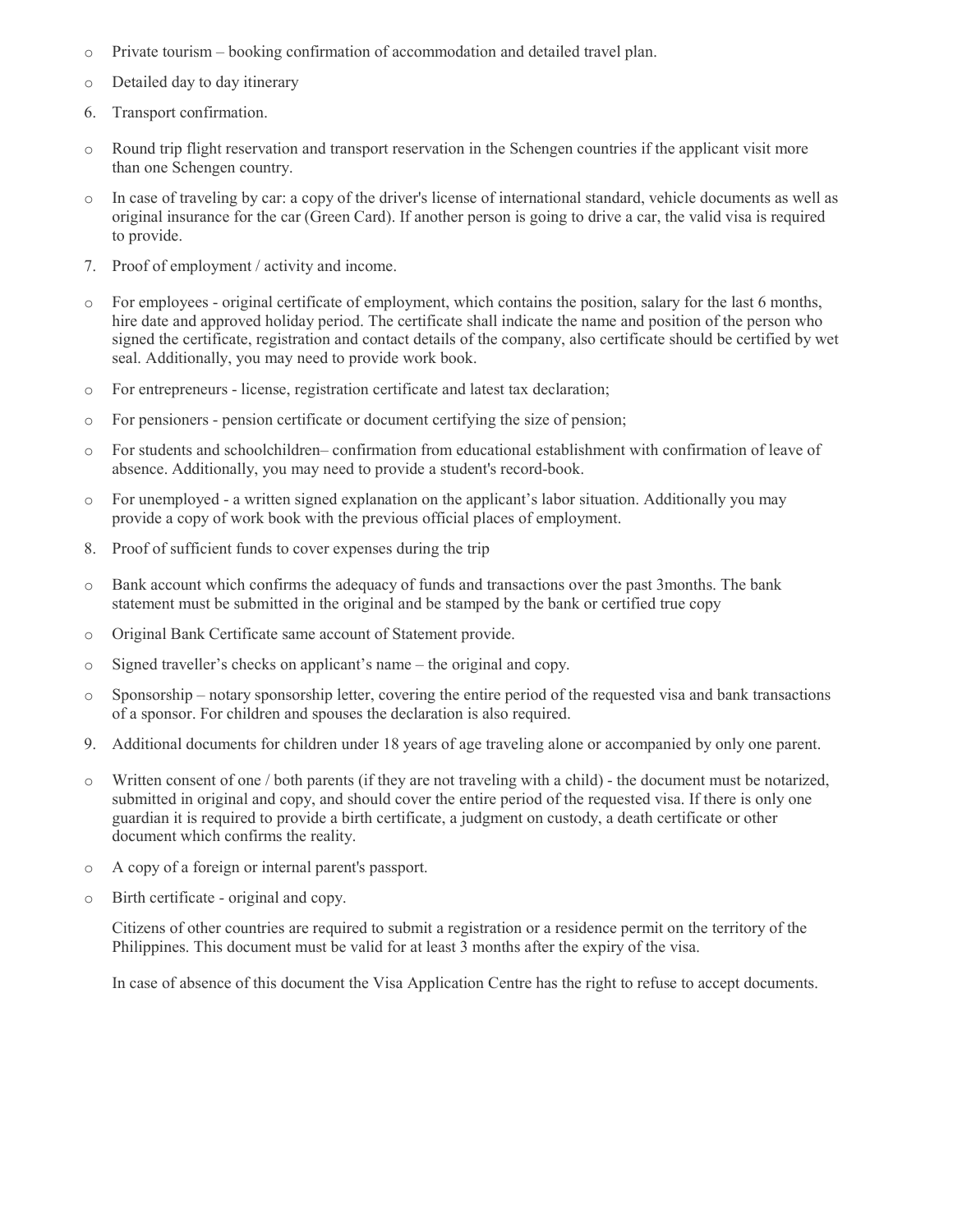- Private tourism – booking confirmation of accommodation and detailed travel plan.
- Detailed day to day itinerary

6. Transport confirmation.

- Round trip flight reservation and transport reservation in the Schengen countries if the applicant visit more than one Schengen country.
- In case of traveling by car: a copy of the driver's license of international standard, vehicle documents as well as original insurance for the car (Green Card). If another person is going to drive a car, the valid visa is required to provide.

7. Proof of employment / activity and income.

- For employees - original certificate of employment, which contains the position, salary for the last 6 months, hire date and approved holiday period. The certificate shall indicate the name and position of the person who signed the certificate, registration and contact details of the company, also certificate should be certified by wet seal. Additionally, you may need to provide work book.
- For entrepreneurs - license, registration certificate and latest tax declaration;
- For pensioners - pension certificate or document certifying the size of pension;
- For students and schoolchildren– confirmation from educational establishment with confirmation of leave of absence. Additionally, you may need to provide a student's record-book.
- For unemployed - a written signed explanation on the applicant's labor situation. Additionally you may provide a copy of work book with the previous official places of employment.

8. Proof of sufficient funds to cover expenses during the trip

- Bank account which confirms the adequacy of funds and transactions over the past 3months. The bank statement must be submitted in the original and be stamped by the bank or certified true copy
- Original Bank Certificate same account of Statement provide.
- Signed traveller's checks on applicant's name – the original and copy.
- Sponsorship – notary sponsorship letter, covering the entire period of the requested visa and bank transactions of a sponsor. For children and spouses the declaration is also required.

9. Additional documents for children under 18 years of age traveling alone or accompanied by only one parent.

- Written consent of one / both parents (if they are not traveling with a child) - the document must be notarized, submitted in original and copy, and should cover the entire period of the requested visa. If there is only one guardian it is required to provide a birth certificate, a judgment on custody, a death certificate or other document which confirms the reality.
- A copy of a foreign or internal parent's passport.
- Birth certificate - original and copy.

Citizens of other countries are required to submit a registration or a residence permit on the territory of the Philippines. This document must be valid for at least 3 months after the expiry of the visa.

In case of absence of this document the Visa Application Centre has the right to refuse to accept documents.